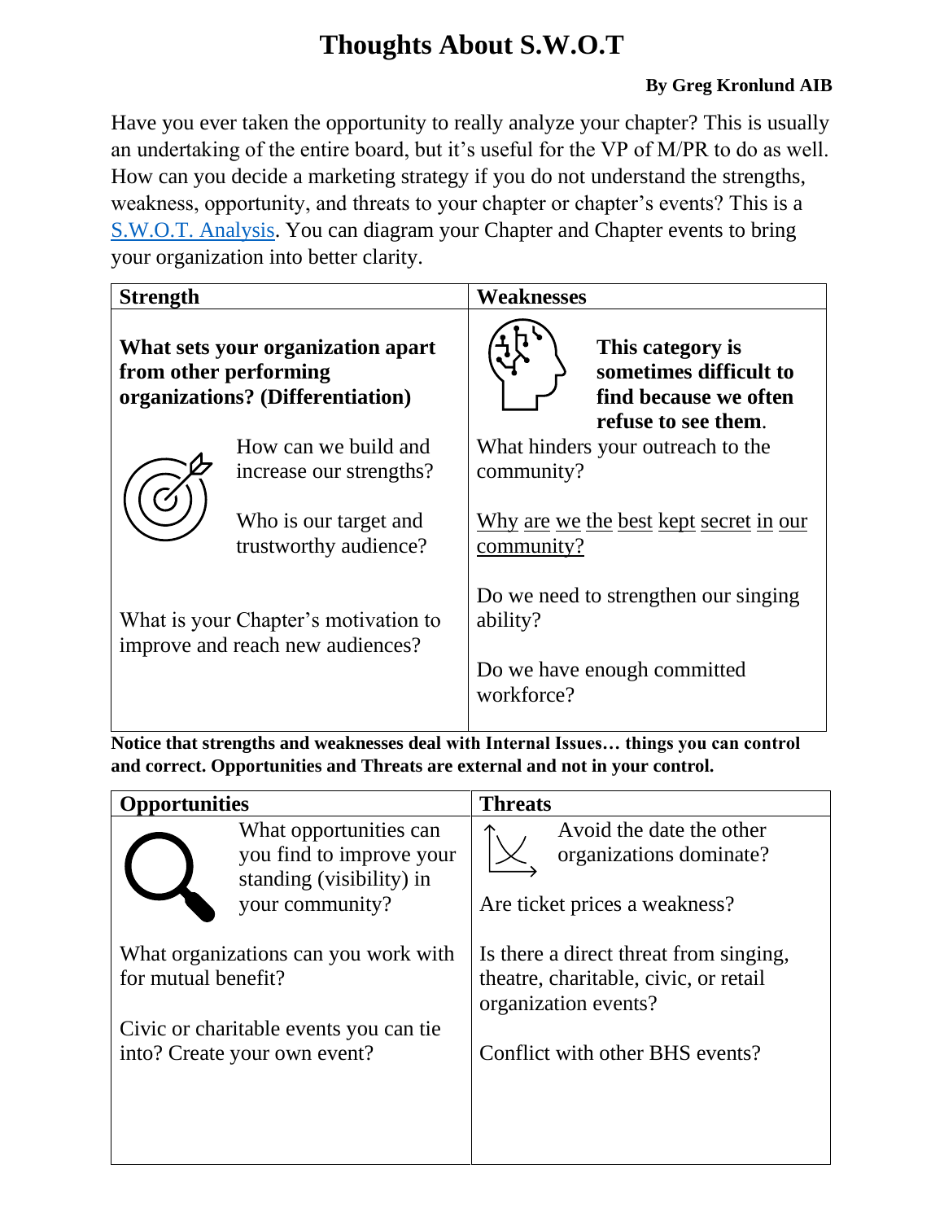# Thoughts About S.W.O.T

**By Greg Kronlund AIB**

Have you ever taken the opportunity to really analyze your chapter? This is usually an undertaking of the entire board, but it's useful for the VP of M/PR to do as well. How can you decide a marketing strategy if you do not understand the strengths, weakness, opportunity, and threats to your chapter or chapter's events? This is a S.W.O.T. Analysis. You can diagram your Chapter and Chapter events to bring your organization into better clarity.

| Strength | Weaknesses |
|---|---|
| **What sets your organization apart from other performing organizations? (Differentiation)**<br><br>How can we build and increase our strengths?<br><br>Who is our target and trustworthy audience?<br><br>What is your Chapter's motivation to improve and reach new audiences? | **This category is sometimes difficult to find because we often refuse to see them.**<br><br>What hinders your outreach to the community?<br><br>Why are we the best kept secret in our community?<br><br>Do we need to strengthen our singing ability?<br><br>Do we have enough committed workforce? |

**Notice that strengths and weaknesses deal with Internal Issues… things you can control and correct. Opportunities and Threats are external and not in your control.**

| Opportunities | Threats |
|---|---|
| What opportunities can you find to improve your standing (visibility) in your community?<br><br>What organizations can you work with for mutual benefit?<br><br>Civic or charitable events you can tie into? Create your own event? | Avoid the date the other organizations dominate?<br><br>Are ticket prices a weakness?<br><br>Is there a direct threat from singing, theatre, charitable, civic, or retail organization events?<br><br>Conflict with other BHS events? |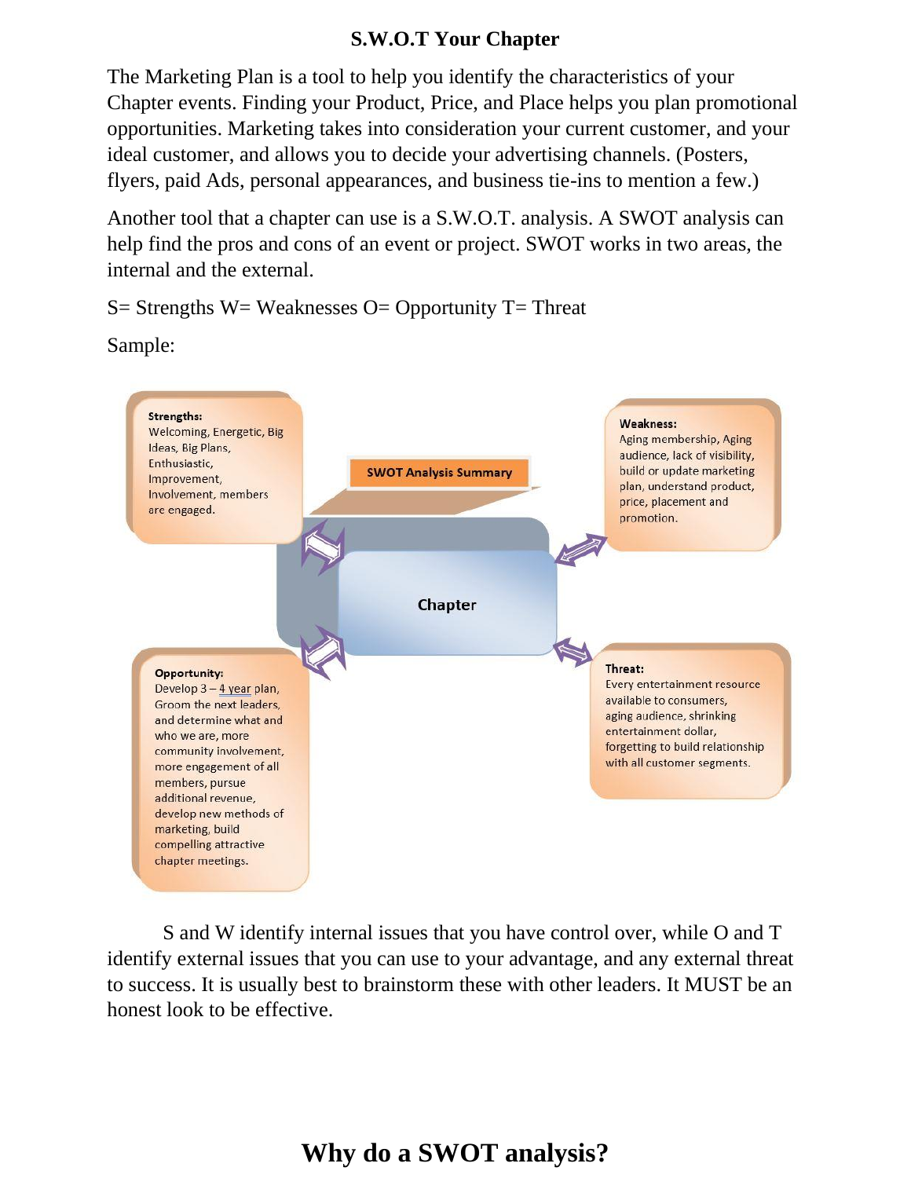## S.W.O.T Your Chapter

The Marketing Plan is a tool to help you identify the characteristics of your Chapter events. Finding your Product, Price, and Place helps you plan promotional opportunities. Marketing takes into consideration your current customer, and your ideal customer, and allows you to decide your advertising channels. (Posters, flyers, paid Ads, personal appearances, and business tie-ins to mention a few.)

Another tool that a chapter can use is a S.W.O.T. analysis. A SWOT analysis can help find the pros and cons of an event or project. SWOT works in two areas, the internal and the external.

S= Strengths W= Weaknesses O= Opportunity T= Threat

Sample:

**SWOT Analysis Summary**

**Chapter**

**Strengths:**
Welcoming, Energetic, Big Ideas, Big Plans, Enthusiastic, Improvement, Involvement, members are engaged.

**Weakness:**
Aging membership, Aging audience, lack of visibility, build or update marketing plan, understand product, price, placement and promotion.

**Opportunity:**
Develop 3 – 4 year plan, Groom the next leaders, and determine what and who we are, more community involvement, more engagement of all members, pursue additional revenue, develop new methods of marketing, build compelling attractive chapter meetings.

**Threat:**
Every entertainment resource available to consumers, aging audience, shrinking entertainment dollar, forgetting to build relationship with all customer segments.

S and W identify internal issues that you have control over, while O and T identify external issues that you can use to your advantage, and any external threat to success. It is usually best to brainstorm these with other leaders. It MUST be an honest look to be effective.

## Why do a SWOT analysis?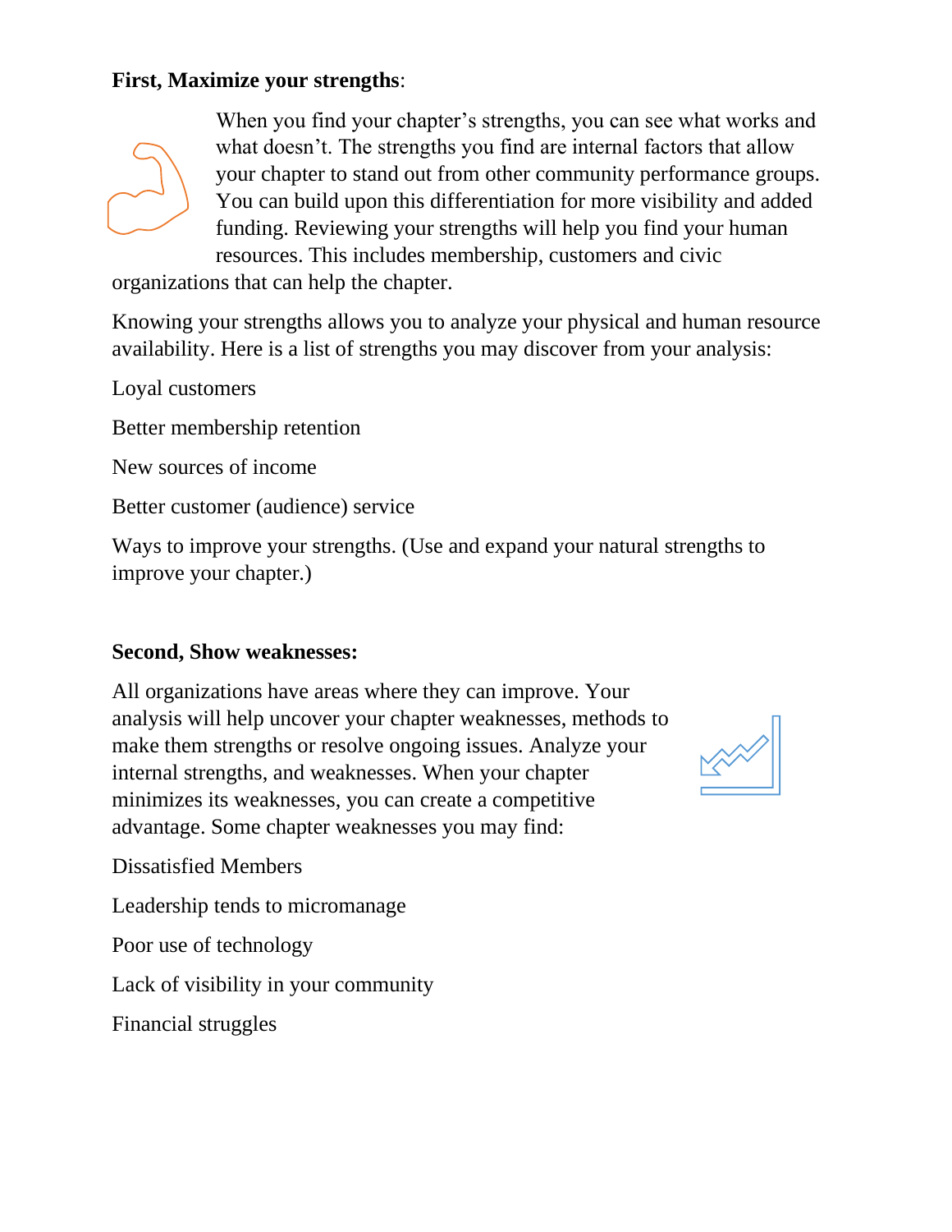**First, Maximize your strengths**:

When you find your chapter's strengths, you can see what works and what doesn't. The strengths you find are internal factors that allow your chapter to stand out from other community performance groups. You can build upon this differentiation for more visibility and added funding. Reviewing your strengths will help you find your human resources. This includes membership, customers and civic organizations that can help the chapter.

Knowing your strengths allows you to analyze your physical and human resource availability. Here is a list of strengths you may discover from your analysis:

Loyal customers

Better membership retention

New sources of income

Better customer (audience) service

Ways to improve your strengths. (Use and expand your natural strengths to improve your chapter.)

**Second, Show weaknesses:**

All organizations have areas where they can improve. Your analysis will help uncover your chapter weaknesses, methods to make them strengths or resolve ongoing issues. Analyze your internal strengths, and weaknesses. When your chapter minimizes its weaknesses, you can create a competitive advantage. Some chapter weaknesses you may find:

Dissatisfied Members

Leadership tends to micromanage

Poor use of technology

Lack of visibility in your community

Financial struggles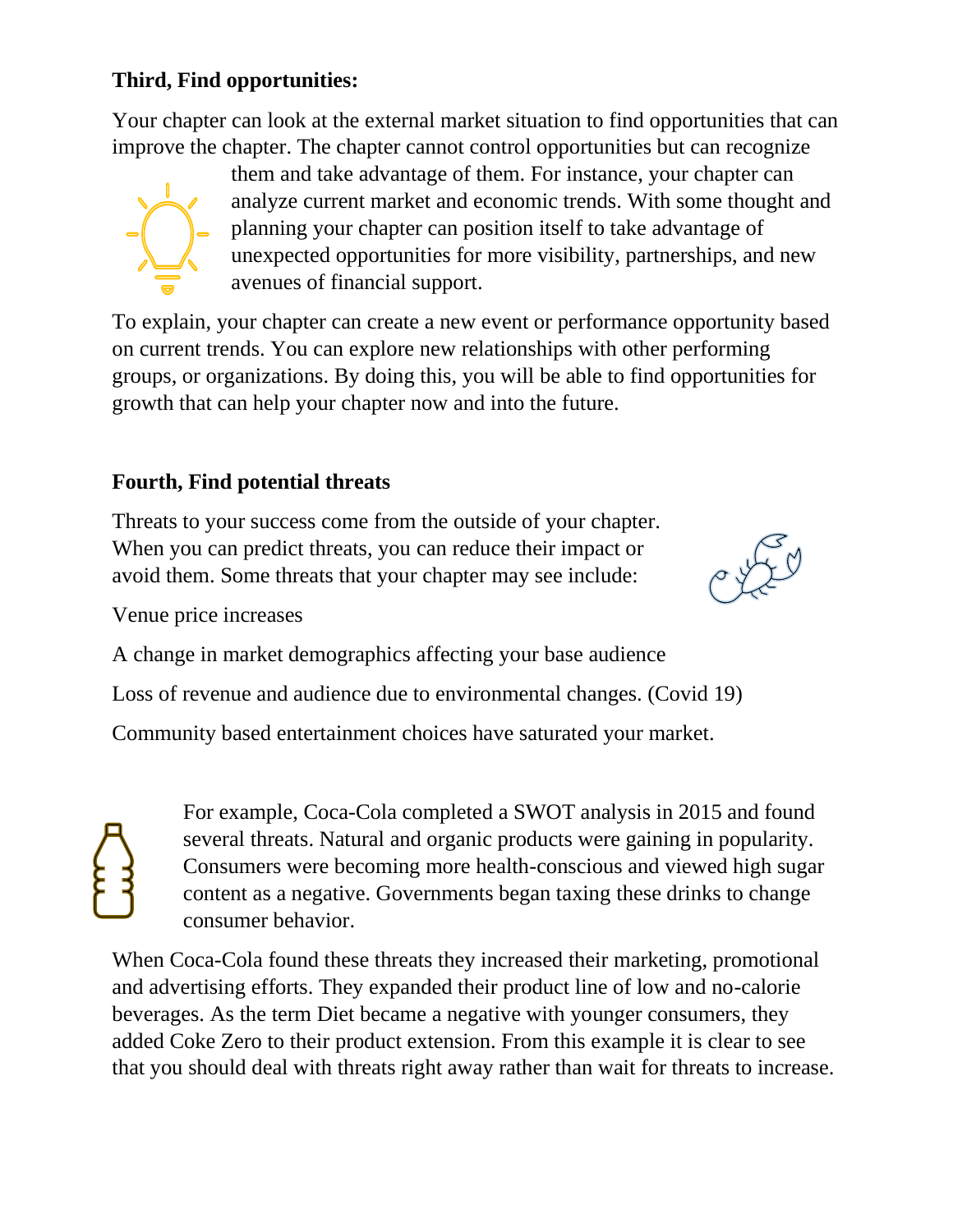**Third, Find opportunities:**

Your chapter can look at the external market situation to find opportunities that can improve the chapter. The chapter cannot control opportunities but can recognize them and take advantage of them. For instance, your chapter can analyze current market and economic trends. With some thought and planning your chapter can position itself to take advantage of unexpected opportunities for more visibility, partnerships, and new avenues of financial support.

To explain, your chapter can create a new event or performance opportunity based on current trends. You can explore new relationships with other performing groups, or organizations. By doing this, you will be able to find opportunities for growth that can help your chapter now and into the future.

**Fourth, Find potential threats**

Threats to your success come from the outside of your chapter. When you can predict threats, you can reduce their impact or avoid them. Some threats that your chapter may see include:

Venue price increases

A change in market demographics affecting your base audience

Loss of revenue and audience due to environmental changes. (Covid 19)

Community based entertainment choices have saturated your market.

For example, Coca-Cola completed a SWOT analysis in 2015 and found several threats. Natural and organic products were gaining in popularity. Consumers were becoming more health-conscious and viewed high sugar content as a negative. Governments began taxing these drinks to change consumer behavior.

When Coca-Cola found these threats they increased their marketing, promotional and advertising efforts. They expanded their product line of low and no-calorie beverages. As the term Diet became a negative with younger consumers, they added Coke Zero to their product extension. From this example it is clear to see that you should deal with threats right away rather than wait for threats to increase.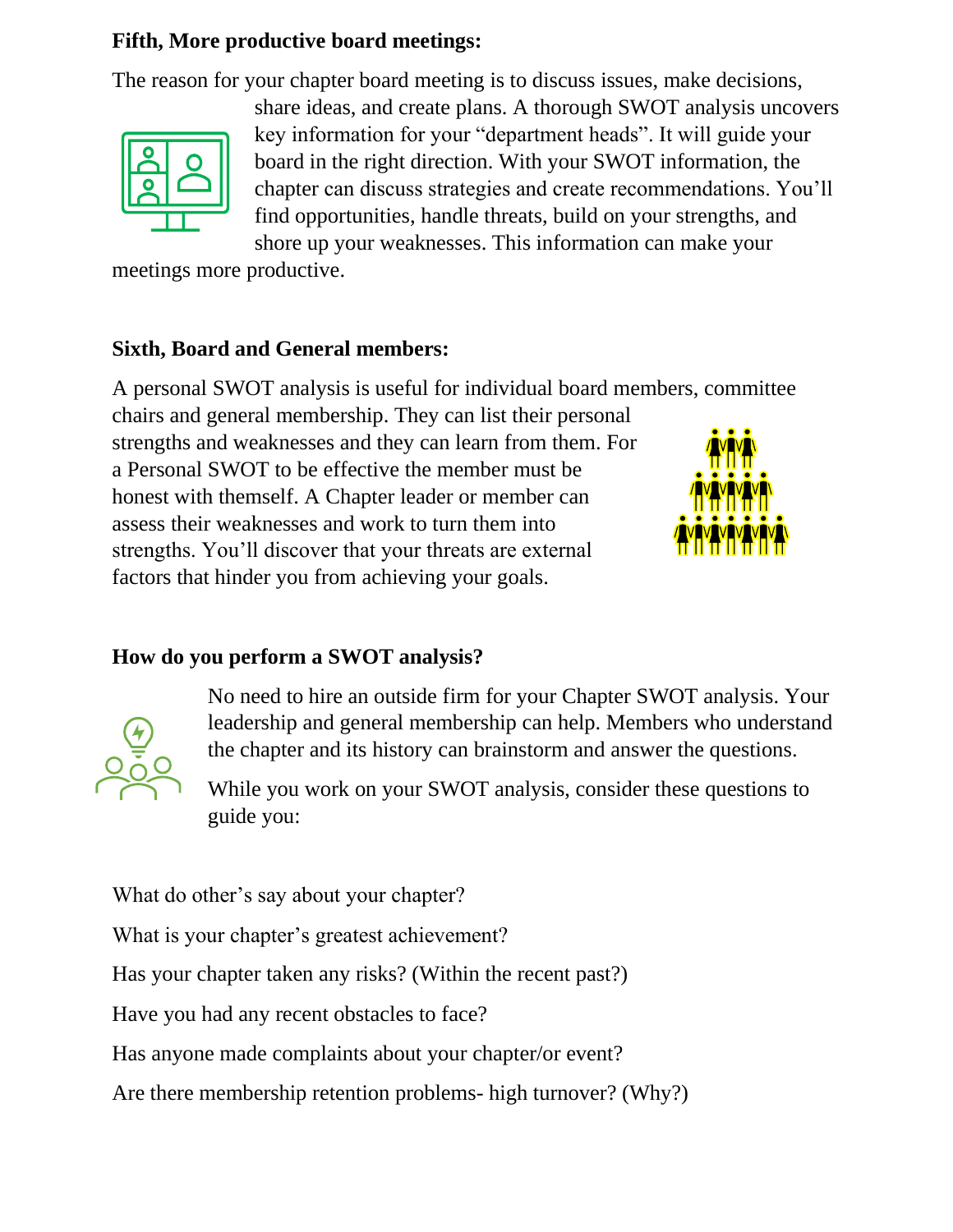**Fifth, More productive board meetings:**

The reason for your chapter board meeting is to discuss issues, make decisions, share ideas, and create plans. A thorough SWOT analysis uncovers key information for your "department heads". It will guide your board in the right direction. With your SWOT information, the chapter can discuss strategies and create recommendations. You'll find opportunities, handle threats, build on your strengths, and shore up your weaknesses. This information can make your meetings more productive.

**Sixth, Board and General members:**

A personal SWOT analysis is useful for individual board members, committee chairs and general membership. They can list their personal strengths and weaknesses and they can learn from them. For a Personal SWOT to be effective the member must be honest with themself. A Chapter leader or member can assess their weaknesses and work to turn them into strengths. You'll discover that your threats are external factors that hinder you from achieving your goals.

**How do you perform a SWOT analysis?**

No need to hire an outside firm for your Chapter SWOT analysis. Your leadership and general membership can help. Members who understand the chapter and its history can brainstorm and answer the questions.

While you work on your SWOT analysis, consider these questions to guide you:

What do other's say about your chapter?

What is your chapter's greatest achievement?

Has your chapter taken any risks? (Within the recent past?)

Have you had any recent obstacles to face?

Has anyone made complaints about your chapter/or event?

Are there membership retention problems- high turnover? (Why?)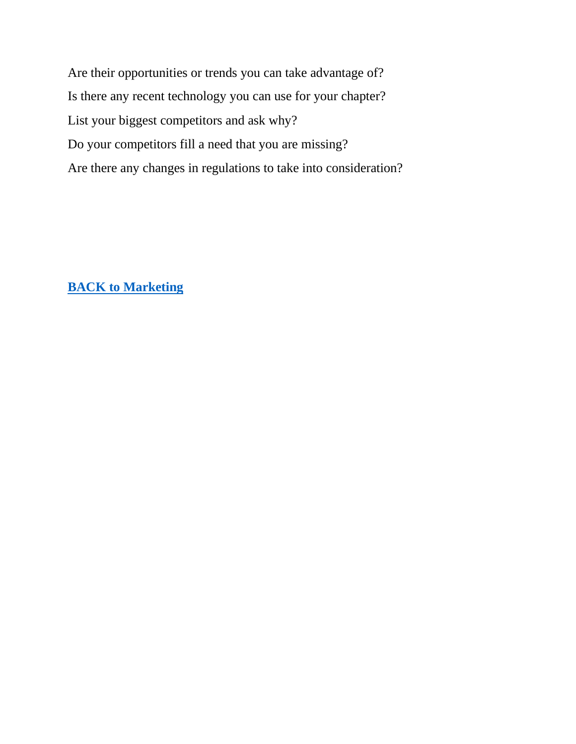Are their opportunities or trends you can take advantage of?

Is there any recent technology you can use for your chapter?

List your biggest competitors and ask why?

Do your competitors fill a need that you are missing?

Are there any changes in regulations to take into consideration?

**BACK to Marketing**